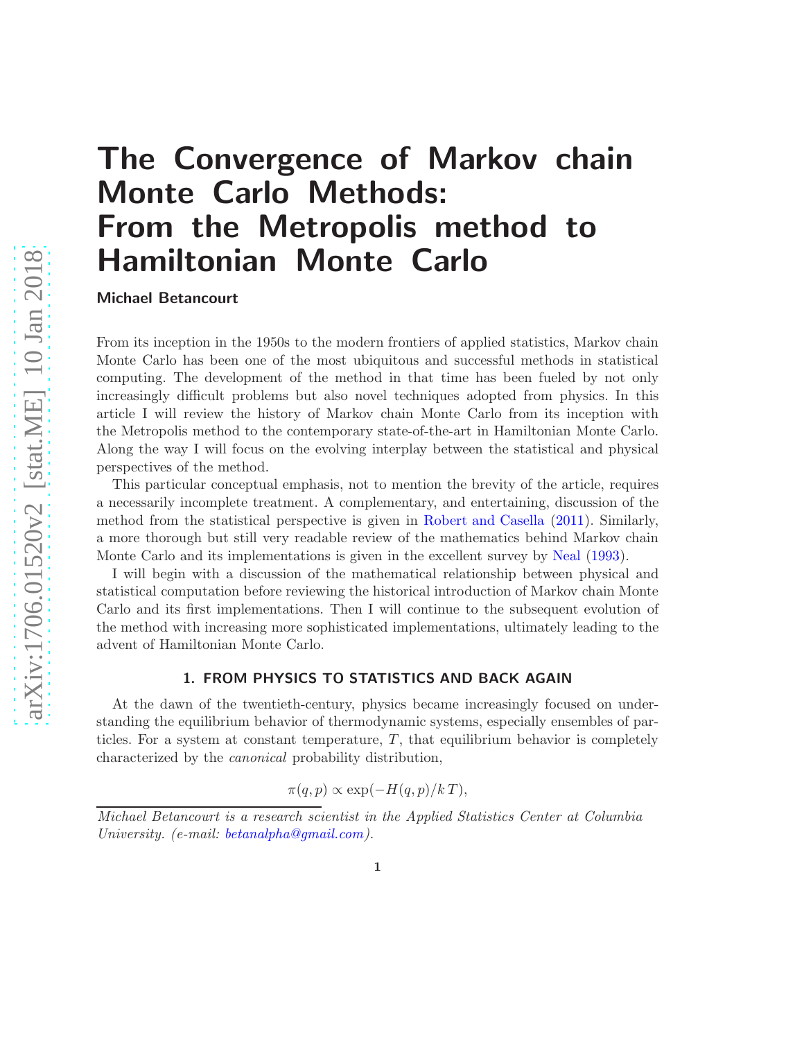# The Convergence of Markov chain Monte Carlo Methods: From the Metropolis method to Hamiltonian Monte Carlo

**Michael Betancourt**

From its inception in the 1950s to the modern frontiers of applied statistics, Markov chain Monte Carlo has been one of the most ubiquitous and successful methods in statistical computing. The development of the method in that time has been fueled by not only increasingly difficult problems but also novel techniques adopted from physics. In this article I will review the history of Markov chain Monte Carlo from its inception with the Metropolis method to the contemporary state-of-the-art in Hamiltonian Monte Carlo. Along the way I will focus on the evolving interplay between the statistical and physical perspectives of the method.

This particular conceptual emphasis, not to mention the brevity of the article, requires a necessarily incomplete treatment. A complementary, and entertaining, discussion of the method from the statistical perspective is given in Robert and Casella (2011). Similarly, a more thorough but still very readable review of the mathematics behind Markov chain Monte Carlo and its implementations is given in the excellent survey by Neal (1993).

I will begin with a discussion of the mathematical relationship between physical and statistical computation before reviewing the historical introduction of Markov chain Monte Carlo and its first implementations. Then I will continue to the subsequent evolution of the method with increasing more sophisticated implementations, ultimately leading to the advent of Hamiltonian Monte Carlo.

## 1. FROM PHYSICS TO STATISTICS AND BACK AGAIN

At the dawn of the twentieth-century, physics became increasingly focused on understanding the equilibrium behavior of thermodynamic systems, especially ensembles of particles. For a system at constant temperature, $T$, that equilibrium behavior is completely characterized by the *canonical* probability distribution,

$$\pi(q, p) \propto \exp(-H(q, p)/k\,T),$$

*Michael Betancourt is a research scientist in the Applied Statistics Center at Columbia University. (e-mail: betanalpha@gmail.com).*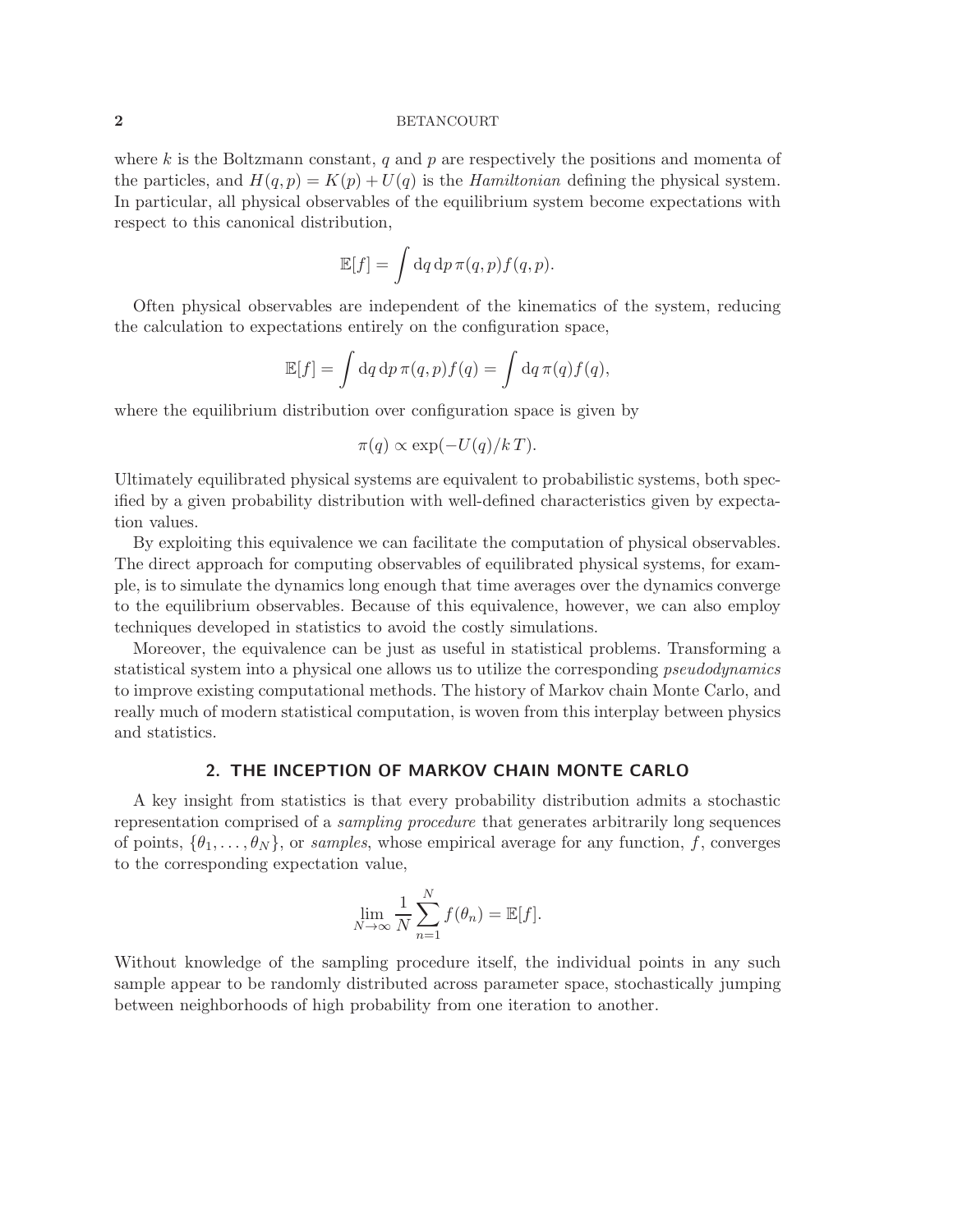where $k$ is the Boltzmann constant, $q$ and $p$ are respectively the positions and momenta of the particles, and $H(q, p) = K(p) + U(q)$ is the *Hamiltonian* defining the physical system. In particular, all physical observables of the equilibrium system become expectations with respect to this canonical distribution,

$$\mathbb{E}[f] = \int \mathrm{d}q \, \mathrm{d}p \, \pi(q, p) f(q, p).$$

Often physical observables are independent of the kinematics of the system, reducing the calculation to expectations entirely on the configuration space,

$$\mathbb{E}[f] = \int \mathrm{d}q \, \mathrm{d}p \, \pi(q, p) f(q) = \int \mathrm{d}q \, \pi(q) f(q),$$

where the equilibrium distribution over configuration space is given by

$$\pi(q) \propto \exp(-U(q)/k\,T).$$

Ultimately equilibrated physical systems are equivalent to probabilistic systems, both specified by a given probability distribution with well-defined characteristics given by expectation values.

By exploiting this equivalence we can facilitate the computation of physical observables. The direct approach for computing observables of equilibrated physical systems, for example, is to simulate the dynamics long enough that time averages over the dynamics converge to the equilibrium observables. Because of this equivalence, however, we can also employ techniques developed in statistics to avoid the costly simulations.

Moreover, the equivalence can be just as useful in statistical problems. Transforming a statistical system into a physical one allows us to utilize the corresponding *pseudodynamics* to improve existing computational methods. The history of Markov chain Monte Carlo, and really much of modern statistical computation, is woven from this interplay between physics and statistics.

## 2. THE INCEPTION OF MARKOV CHAIN MONTE CARLO

A key insight from statistics is that every probability distribution admits a stochastic representation comprised of a *sampling procedure* that generates arbitrarily long sequences of points, $\{\theta_1, \ldots, \theta_N\}$, or *samples*, whose empirical average for any function, $f$, converges to the corresponding expectation value,

$$\lim_{N \to \infty} \frac{1}{N} \sum_{n=1}^{N} f(\theta_n) = \mathbb{E}[f].$$

Without knowledge of the sampling procedure itself, the individual points in any such sample appear to be randomly distributed across parameter space, stochastically jumping between neighborhoods of high probability from one iteration to another.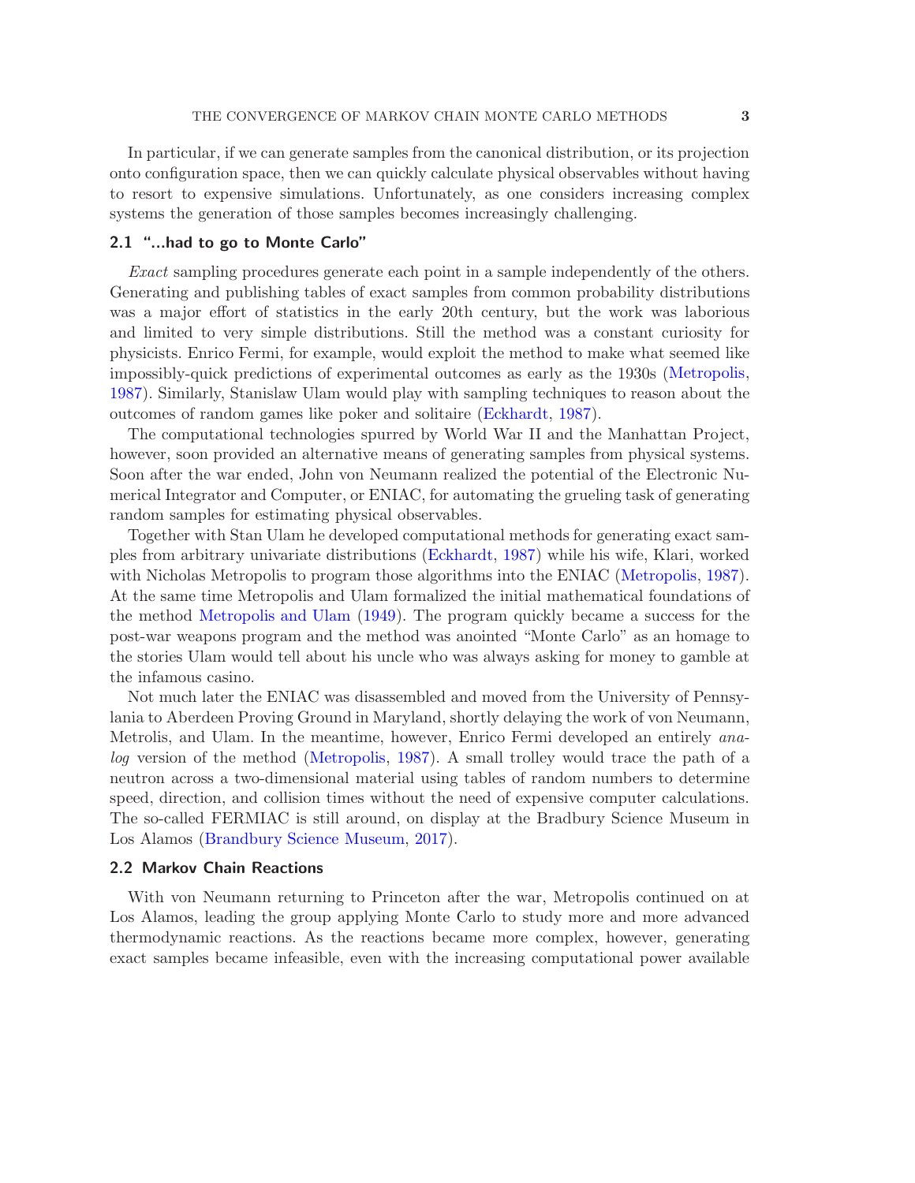In particular, if we can generate samples from the canonical distribution, or its projection onto configuration space, then we can quickly calculate physical observables without having to resort to expensive simulations. Unfortunately, as one considers increasing complex systems the generation of those samples becomes increasingly challenging.

### 2.1 "...had to go to Monte Carlo"

*Exact* sampling procedures generate each point in a sample independently of the others. Generating and publishing tables of exact samples from common probability distributions was a major effort of statistics in the early 20th century, but the work was laborious and limited to very simple distributions. Still the method was a constant curiosity for physicists. Enrico Fermi, for example, would exploit the method to make what seemed like impossibly-quick predictions of experimental outcomes as early as the 1930s (Metropolis, 1987). Similarly, Stanislaw Ulam would play with sampling techniques to reason about the outcomes of random games like poker and solitaire (Eckhardt, 1987).

The computational technologies spurred by World War II and the Manhattan Project, however, soon provided an alternative means of generating samples from physical systems. Soon after the war ended, John von Neumann realized the potential of the Electronic Numerical Integrator and Computer, or ENIAC, for automating the grueling task of generating random samples for estimating physical observables.

Together with Stan Ulam he developed computational methods for generating exact samples from arbitrary univariate distributions (Eckhardt, 1987) while his wife, Klari, worked with Nicholas Metropolis to program those algorithms into the ENIAC (Metropolis, 1987). At the same time Metropolis and Ulam formalized the initial mathematical foundations of the method Metropolis and Ulam (1949). The program quickly became a success for the post-war weapons program and the method was anointed "Monte Carlo" as an homage to the stories Ulam would tell about his uncle who was always asking for money to gamble at the infamous casino.

Not much later the ENIAC was disassembled and moved from the University of Pennsylania to Aberdeen Proving Ground in Maryland, shortly delaying the work of von Neumann, Metrolis, and Ulam. In the meantime, however, Enrico Fermi developed an entirely *analog* version of the method (Metropolis, 1987). A small trolley would trace the path of a neutron across a two-dimensional material using tables of random numbers to determine speed, direction, and collision times without the need of expensive computer calculations. The so-called FERMIAC is still around, on display at the Bradbury Science Museum in Los Alamos (Brandbury Science Museum, 2017).

### 2.2 Markov Chain Reactions

With von Neumann returning to Princeton after the war, Metropolis continued on at Los Alamos, leading the group applying Monte Carlo to study more and more advanced thermodynamic reactions. As the reactions became more complex, however, generating exact samples became infeasible, even with the increasing computational power available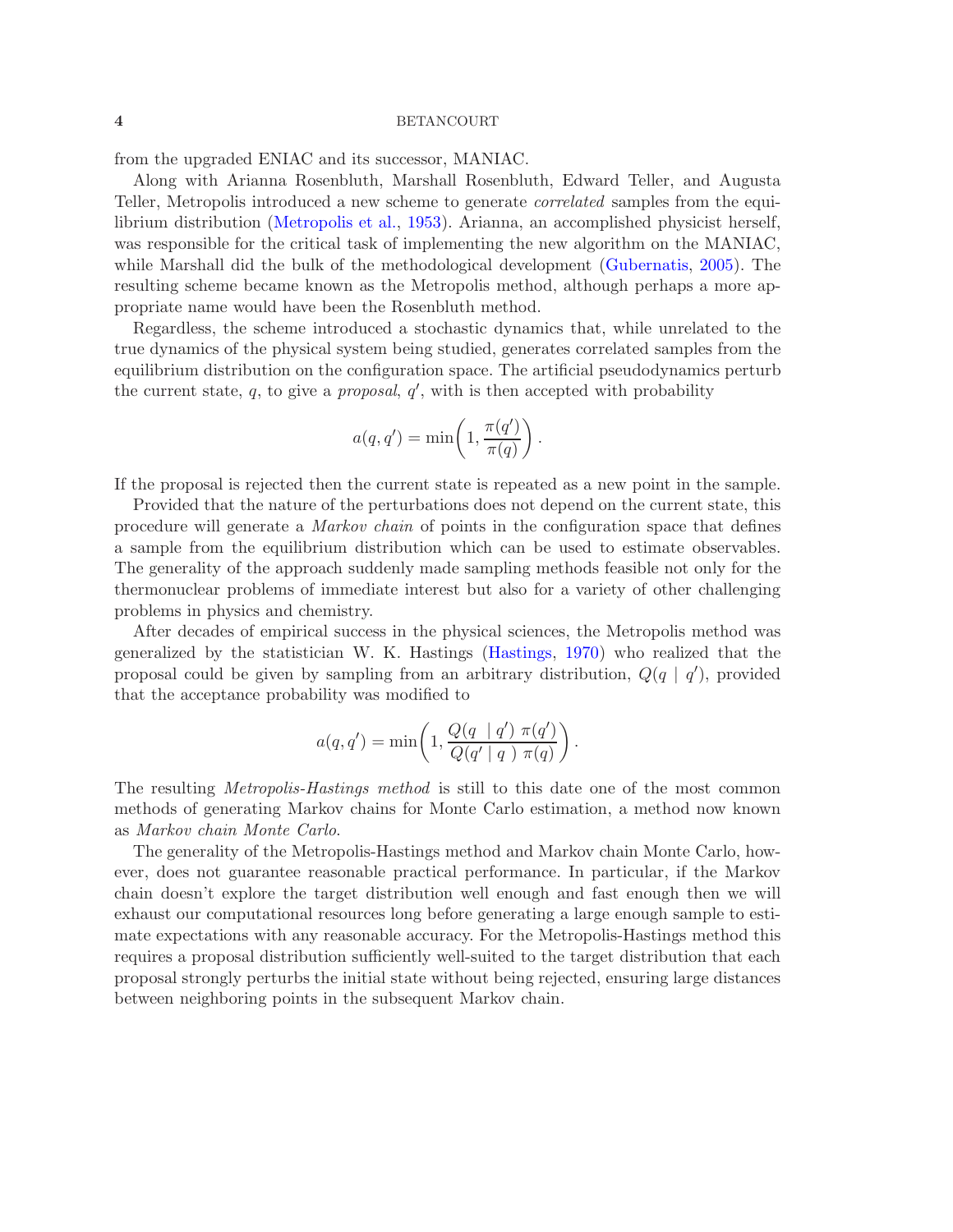from the upgraded ENIAC and its successor, MANIAC.

Along with Arianna Rosenbluth, Marshall Rosenbluth, Edward Teller, and Augusta Teller, Metropolis introduced a new scheme to generate *correlated* samples from the equilibrium distribution (Metropolis et al., 1953). Arianna, an accomplished physicist herself, was responsible for the critical task of implementing the new algorithm on the MANIAC, while Marshall did the bulk of the methodological development (Gubernatis, 2005). The resulting scheme became known as the Metropolis method, although perhaps a more appropriate name would have been the Rosenbluth method.

Regardless, the scheme introduced a stochastic dynamics that, while unrelated to the true dynamics of the physical system being studied, generates correlated samples from the equilibrium distribution on the configuration space. The artificial pseudodynamics perturb the current state, $q$, to give a *proposal*, $q'$, with is then accepted with probability

$$a(q, q') = \min\left(1, \frac{\pi(q')}{\pi(q)}\right).$$

If the proposal is rejected then the current state is repeated as a new point in the sample.

Provided that the nature of the perturbations does not depend on the current state, this procedure will generate a *Markov chain* of points in the configuration space that defines a sample from the equilibrium distribution which can be used to estimate observables. The generality of the approach suddenly made sampling methods feasible not only for the thermonuclear problems of immediate interest but also for a variety of other challenging problems in physics and chemistry.

After decades of empirical success in the physical sciences, the Metropolis method was generalized by the statistician W. K. Hastings (Hastings, 1970) who realized that the proposal could be given by sampling from an arbitrary distribution, $Q(q \mid q')$, provided that the acceptance probability was modified to

$$a(q, q') = \min\left(1, \frac{Q(q \mid q') \, \pi(q')}{Q(q' \mid q) \, \pi(q)}\right).$$

The resulting *Metropolis-Hastings method* is still to this date one of the most common methods of generating Markov chains for Monte Carlo estimation, a method now known as *Markov chain Monte Carlo*.

The generality of the Metropolis-Hastings method and Markov chain Monte Carlo, however, does not guarantee reasonable practical performance. In particular, if the Markov chain doesn't explore the target distribution well enough and fast enough then we will exhaust our computational resources long before generating a large enough sample to estimate expectations with any reasonable accuracy. For the Metropolis-Hastings method this requires a proposal distribution sufficiently well-suited to the target distribution that each proposal strongly perturbs the initial state without being rejected, ensuring large distances between neighboring points in the subsequent Markov chain.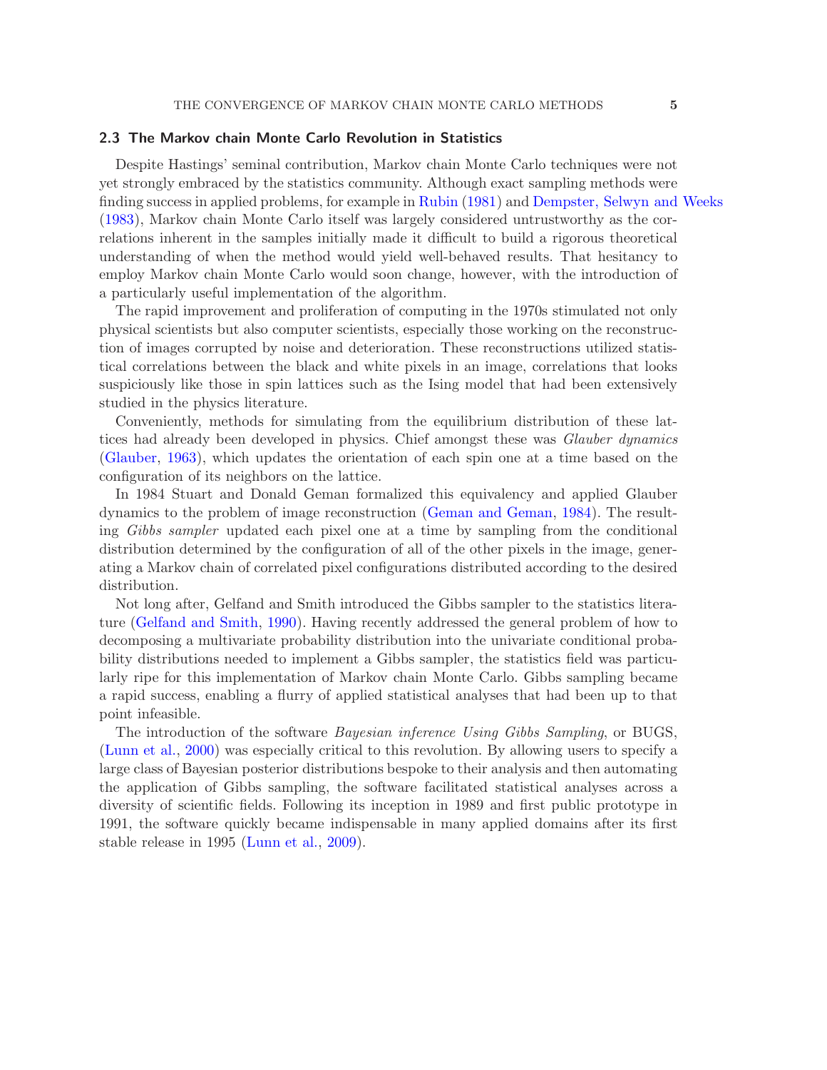### 2.3 The Markov chain Monte Carlo Revolution in Statistics

Despite Hastings' seminal contribution, Markov chain Monte Carlo techniques were not yet strongly embraced by the statistics community. Although exact sampling methods were finding success in applied problems, for example in Rubin (1981) and Dempster, Selwyn and Weeks (1983), Markov chain Monte Carlo itself was largely considered untrustworthy as the correlations inherent in the samples initially made it difficult to build a rigorous theoretical understanding of when the method would yield well-behaved results. That hesitancy to employ Markov chain Monte Carlo would soon change, however, with the introduction of a particularly useful implementation of the algorithm.

The rapid improvement and proliferation of computing in the 1970s stimulated not only physical scientists but also computer scientists, especially those working on the reconstruction of images corrupted by noise and deterioration. These reconstructions utilized statistical correlations between the black and white pixels in an image, correlations that looks suspiciously like those in spin lattices such as the Ising model that had been extensively studied in the physics literature.

Conveniently, methods for simulating from the equilibrium distribution of these lattices had already been developed in physics. Chief amongst these was *Glauber dynamics* (Glauber, 1963), which updates the orientation of each spin one at a time based on the configuration of its neighbors on the lattice.

In 1984 Stuart and Donald Geman formalized this equivalency and applied Glauber dynamics to the problem of image reconstruction (Geman and Geman, 1984). The resulting *Gibbs sampler* updated each pixel one at a time by sampling from the conditional distribution determined by the configuration of all of the other pixels in the image, generating a Markov chain of correlated pixel configurations distributed according to the desired distribution.

Not long after, Gelfand and Smith introduced the Gibbs sampler to the statistics literature (Gelfand and Smith, 1990). Having recently addressed the general problem of how to decomposing a multivariate probability distribution into the univariate conditional probability distributions needed to implement a Gibbs sampler, the statistics field was particularly ripe for this implementation of Markov chain Monte Carlo. Gibbs sampling became a rapid success, enabling a flurry of applied statistical analyses that had been up to that point infeasible.

The introduction of the software *Bayesian inference Using Gibbs Sampling*, or BUGS, (Lunn et al., 2000) was especially critical to this revolution. By allowing users to specify a large class of Bayesian posterior distributions bespoke to their analysis and then automating the application of Gibbs sampling, the software facilitated statistical analyses across a diversity of scientific fields. Following its inception in 1989 and first public prototype in 1991, the software quickly became indispensable in many applied domains after its first stable release in 1995 (Lunn et al., 2009).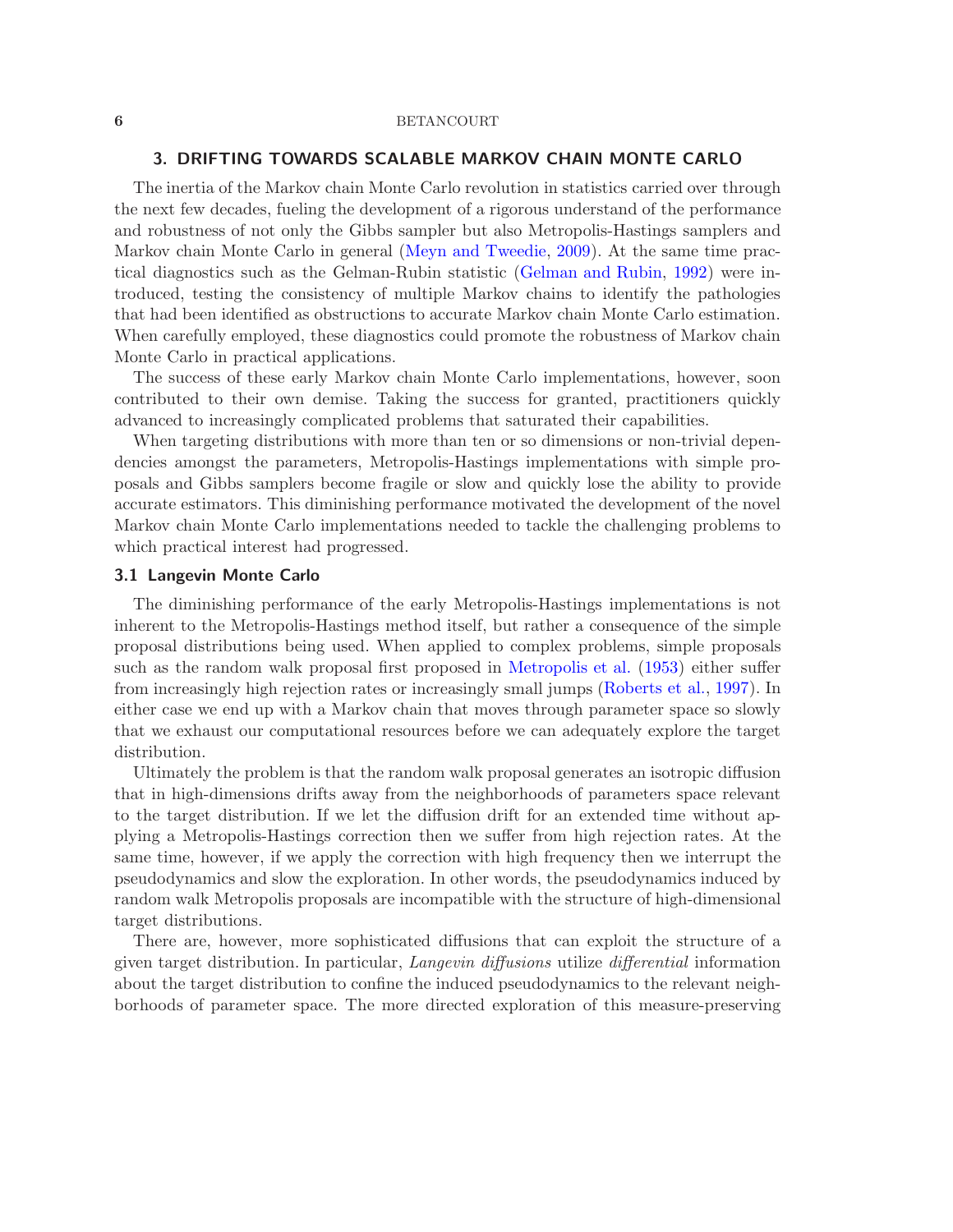## 3. DRIFTING TOWARDS SCALABLE MARKOV CHAIN MONTE CARLO

The inertia of the Markov chain Monte Carlo revolution in statistics carried over through the next few decades, fueling the development of a rigorous understand of the performance and robustness of not only the Gibbs sampler but also Metropolis-Hastings samplers and Markov chain Monte Carlo in general (Meyn and Tweedie, 2009). At the same time practical diagnostics such as the Gelman-Rubin statistic (Gelman and Rubin, 1992) were introduced, testing the consistency of multiple Markov chains to identify the pathologies that had been identified as obstructions to accurate Markov chain Monte Carlo estimation. When carefully employed, these diagnostics could promote the robustness of Markov chain Monte Carlo in practical applications.

The success of these early Markov chain Monte Carlo implementations, however, soon contributed to their own demise. Taking the success for granted, practitioners quickly advanced to increasingly complicated problems that saturated their capabilities.

When targeting distributions with more than ten or so dimensions or non-trivial dependencies amongst the parameters, Metropolis-Hastings implementations with simple proposals and Gibbs samplers become fragile or slow and quickly lose the ability to provide accurate estimators. This diminishing performance motivated the development of the novel Markov chain Monte Carlo implementations needed to tackle the challenging problems to which practical interest had progressed.

### 3.1 Langevin Monte Carlo

The diminishing performance of the early Metropolis-Hastings implementations is not inherent to the Metropolis-Hastings method itself, but rather a consequence of the simple proposal distributions being used. When applied to complex problems, simple proposals such as the random walk proposal first proposed in Metropolis et al. (1953) either suffer from increasingly high rejection rates or increasingly small jumps (Roberts et al., 1997). In either case we end up with a Markov chain that moves through parameter space so slowly that we exhaust our computational resources before we can adequately explore the target distribution.

Ultimately the problem is that the random walk proposal generates an isotropic diffusion that in high-dimensions drifts away from the neighborhoods of parameters space relevant to the target distribution. If we let the diffusion drift for an extended time without applying a Metropolis-Hastings correction then we suffer from high rejection rates. At the same time, however, if we apply the correction with high frequency then we interrupt the pseudodynamics and slow the exploration. In other words, the pseudodynamics induced by random walk Metropolis proposals are incompatible with the structure of high-dimensional target distributions.

There are, however, more sophisticated diffusions that can exploit the structure of a given target distribution. In particular, *Langevin diffusions* utilize *differential* information about the target distribution to confine the induced pseudodynamics to the relevant neighborhoods of parameter space. The more directed exploration of this measure-preserving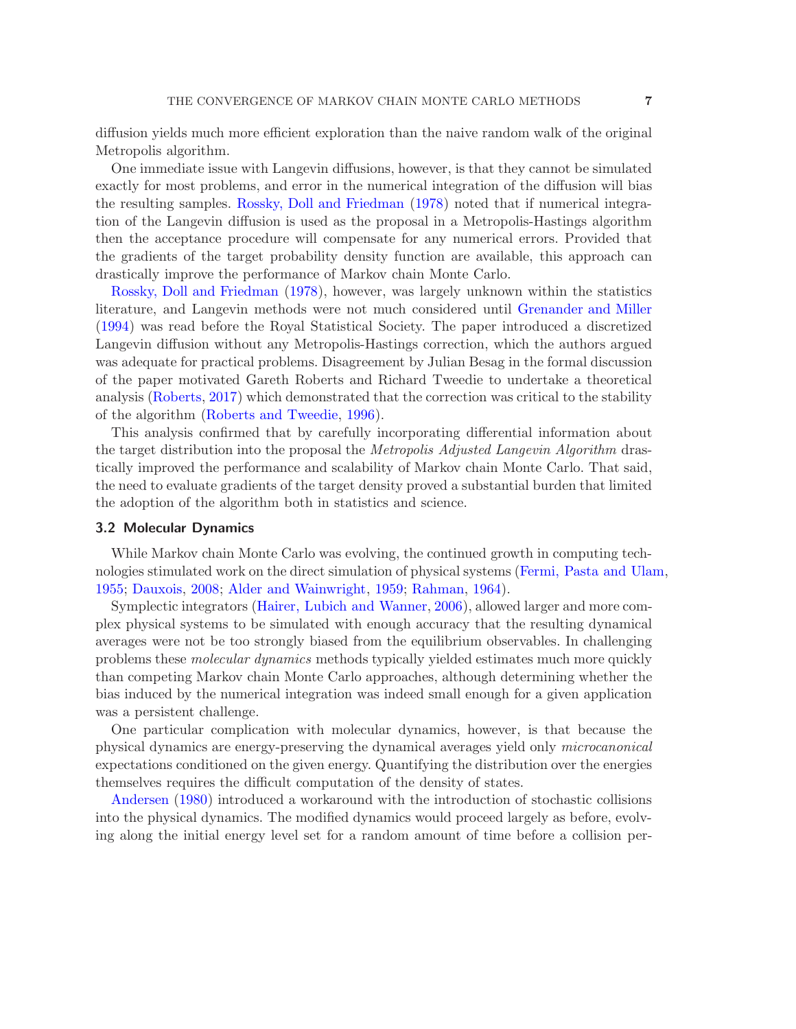diffusion yields much more efficient exploration than the naive random walk of the original Metropolis algorithm.

One immediate issue with Langevin diffusions, however, is that they cannot be simulated exactly for most problems, and error in the numerical integration of the diffusion will bias the resulting samples. Rossky, Doll and Friedman (1978) noted that if numerical integration of the Langevin diffusion is used as the proposal in a Metropolis-Hastings algorithm then the acceptance procedure will compensate for any numerical errors. Provided that the gradients of the target probability density function are available, this approach can drastically improve the performance of Markov chain Monte Carlo.

Rossky, Doll and Friedman (1978), however, was largely unknown within the statistics literature, and Langevin methods were not much considered until Grenander and Miller (1994) was read before the Royal Statistical Society. The paper introduced a discretized Langevin diffusion without any Metropolis-Hastings correction, which the authors argued was adequate for practical problems. Disagreement by Julian Besag in the formal discussion of the paper motivated Gareth Roberts and Richard Tweedie to undertake a theoretical analysis (Roberts, 2017) which demonstrated that the correction was critical to the stability of the algorithm (Roberts and Tweedie, 1996).

This analysis confirmed that by carefully incorporating differential information about the target distribution into the proposal the *Metropolis Adjusted Langevin Algorithm* drastically improved the performance and scalability of Markov chain Monte Carlo. That said, the need to evaluate gradients of the target density proved a substantial burden that limited the adoption of the algorithm both in statistics and science.

### 3.2 Molecular Dynamics

While Markov chain Monte Carlo was evolving, the continued growth in computing technologies stimulated work on the direct simulation of physical systems (Fermi, Pasta and Ulam, 1955; Dauxois, 2008; Alder and Wainwright, 1959; Rahman, 1964).

Symplectic integrators (Hairer, Lubich and Wanner, 2006), allowed larger and more complex physical systems to be simulated with enough accuracy that the resulting dynamical averages were not be too strongly biased from the equilibrium observables. In challenging problems these *molecular dynamics* methods typically yielded estimates much more quickly than competing Markov chain Monte Carlo approaches, although determining whether the bias induced by the numerical integration was indeed small enough for a given application was a persistent challenge.

One particular complication with molecular dynamics, however, is that because the physical dynamics are energy-preserving the dynamical averages yield only *microcanonical* expectations conditioned on the given energy. Quantifying the distribution over the energies themselves requires the difficult computation of the density of states.

Andersen (1980) introduced a workaround with the introduction of stochastic collisions into the physical dynamics. The modified dynamics would proceed largely as before, evolving along the initial energy level set for a random amount of time before a collision per-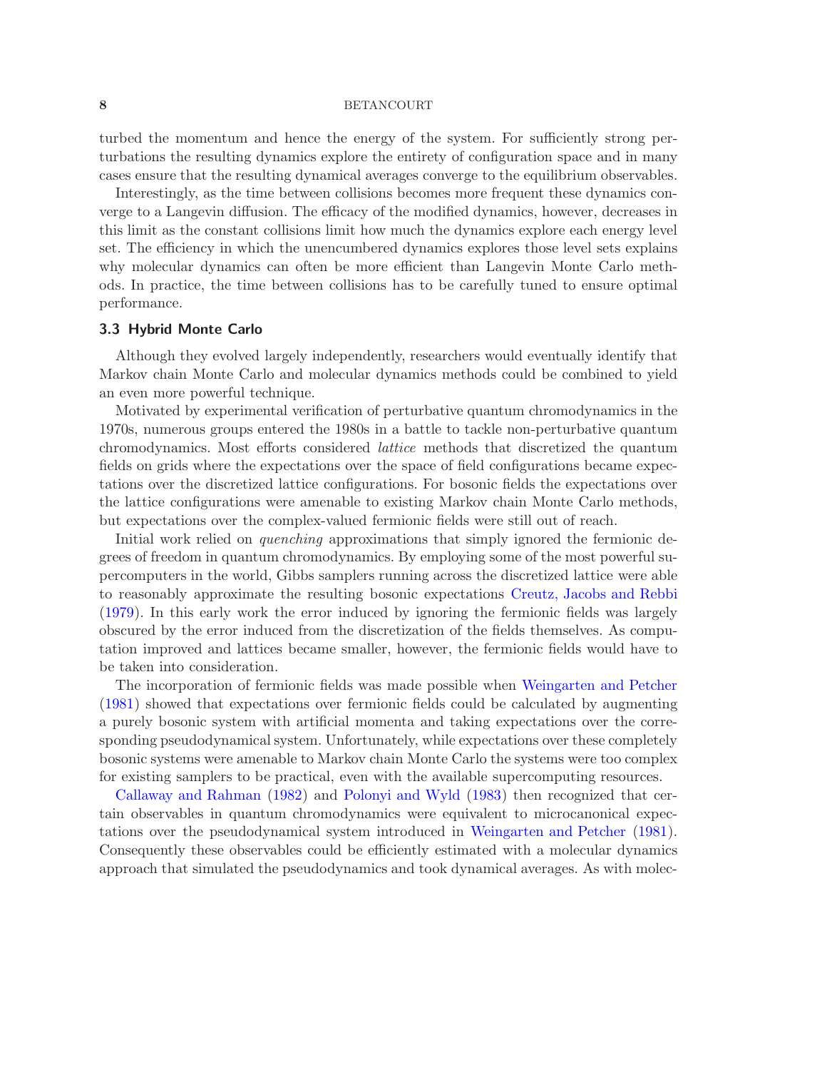turbed the momentum and hence the energy of the system. For sufficiently strong perturbations the resulting dynamics explore the entirety of configuration space and in many cases ensure that the resulting dynamical averages converge to the equilibrium observables.

Interestingly, as the time between collisions becomes more frequent these dynamics converge to a Langevin diffusion. The efficacy of the modified dynamics, however, decreases in this limit as the constant collisions limit how much the dynamics explore each energy level set. The efficiency in which the unencumbered dynamics explores those level sets explains why molecular dynamics can often be more efficient than Langevin Monte Carlo methods. In practice, the time between collisions has to be carefully tuned to ensure optimal performance.

### 3.3 Hybrid Monte Carlo

Although they evolved largely independently, researchers would eventually identify that Markov chain Monte Carlo and molecular dynamics methods could be combined to yield an even more powerful technique.

Motivated by experimental verification of perturbative quantum chromodynamics in the 1970s, numerous groups entered the 1980s in a battle to tackle non-perturbative quantum chromodynamics. Most efforts considered *lattice* methods that discretized the quantum fields on grids where the expectations over the space of field configurations became expectations over the discretized lattice configurations. For bosonic fields the expectations over the lattice configurations were amenable to existing Markov chain Monte Carlo methods, but expectations over the complex-valued fermionic fields were still out of reach.

Initial work relied on *quenching* approximations that simply ignored the fermionic degrees of freedom in quantum chromodynamics. By employing some of the most powerful supercomputers in the world, Gibbs samplers running across the discretized lattice were able to reasonably approximate the resulting bosonic expectations Creutz, Jacobs and Rebbi (1979). In this early work the error induced by ignoring the fermionic fields was largely obscured by the error induced from the discretization of the fields themselves. As computation improved and lattices became smaller, however, the fermionic fields would have to be taken into consideration.

The incorporation of fermionic fields was made possible when Weingarten and Petcher (1981) showed that expectations over fermionic fields could be calculated by augmenting a purely bosonic system with artificial momenta and taking expectations over the corresponding pseudodynamical system. Unfortunately, while expectations over these completely bosonic systems were amenable to Markov chain Monte Carlo the systems were too complex for existing samplers to be practical, even with the available supercomputing resources.

Callaway and Rahman (1982) and Polonyi and Wyld (1983) then recognized that certain observables in quantum chromodynamics were equivalent to microcanonical expectations over the pseudodynamical system introduced in Weingarten and Petcher (1981). Consequently these observables could be efficiently estimated with a molecular dynamics approach that simulated the pseudodynamics and took dynamical averages. As with molec-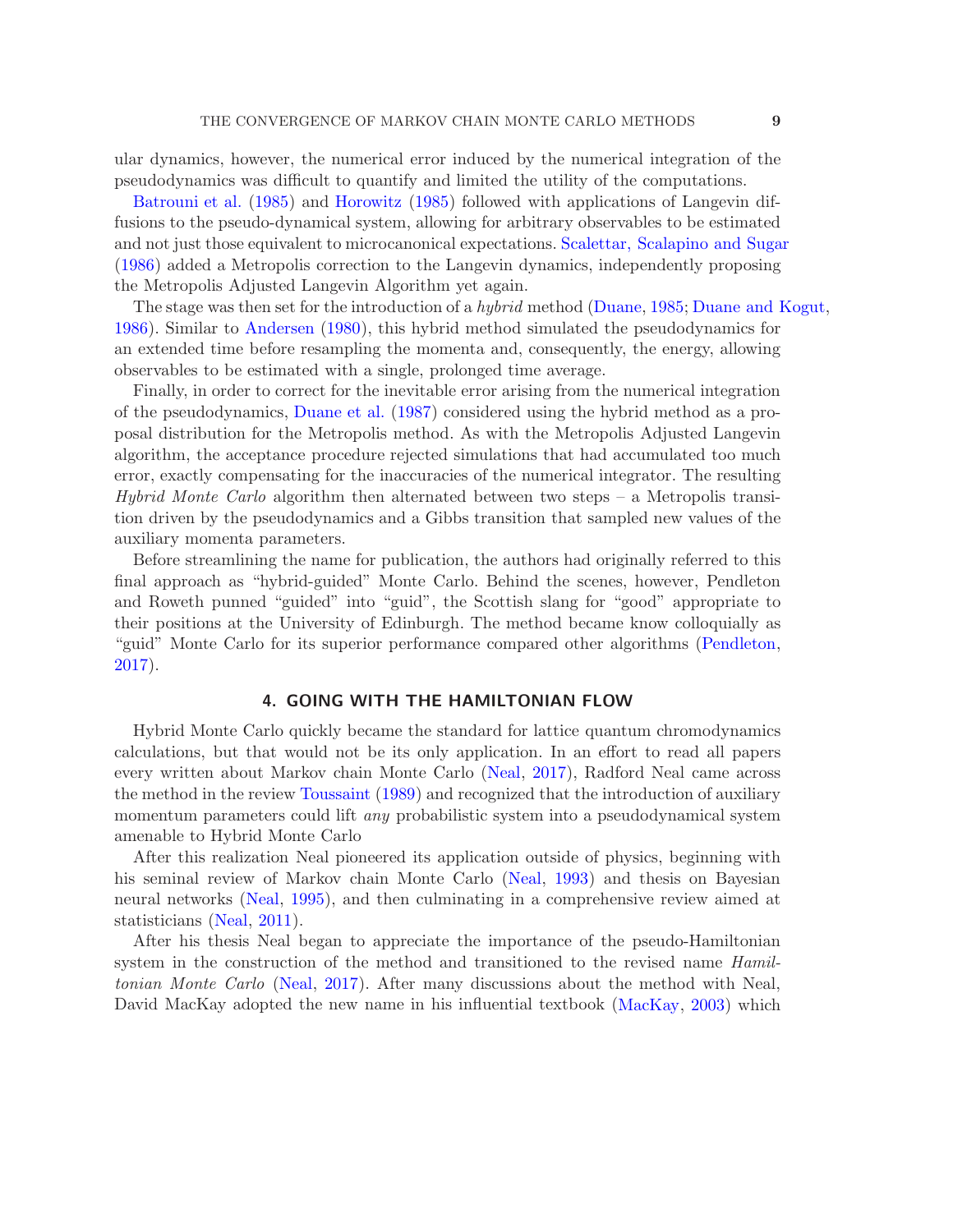ular dynamics, however, the numerical error induced by the numerical integration of the pseudodynamics was difficult to quantify and limited the utility of the computations.

Batrouni et al. (1985) and Horowitz (1985) followed with applications of Langevin diffusions to the pseudo-dynamical system, allowing for arbitrary observables to be estimated and not just those equivalent to microcanonical expectations. Scalettar, Scalapino and Sugar (1986) added a Metropolis correction to the Langevin dynamics, independently proposing the Metropolis Adjusted Langevin Algorithm yet again.

The stage was then set for the introduction of a *hybrid* method (Duane, 1985; Duane and Kogut, 1986). Similar to Andersen (1980), this hybrid method simulated the pseudodynamics for an extended time before resampling the momenta and, consequently, the energy, allowing observables to be estimated with a single, prolonged time average.

Finally, in order to correct for the inevitable error arising from the numerical integration of the pseudodynamics, Duane et al. (1987) considered using the hybrid method as a proposal distribution for the Metropolis method. As with the Metropolis Adjusted Langevin algorithm, the acceptance procedure rejected simulations that had accumulated too much error, exactly compensating for the inaccuracies of the numerical integrator. The resulting *Hybrid Monte Carlo* algorithm then alternated between two steps – a Metropolis transition driven by the pseudodynamics and a Gibbs transition that sampled new values of the auxiliary momenta parameters.

Before streamlining the name for publication, the authors had originally referred to this final approach as "hybrid-guided" Monte Carlo. Behind the scenes, however, Pendleton and Roweth punned "guided" into "guid", the Scottish slang for "good" appropriate to their positions at the University of Edinburgh. The method became know colloquially as "guid" Monte Carlo for its superior performance compared other algorithms (Pendleton, 2017).

## 4. GOING WITH THE HAMILTONIAN FLOW

Hybrid Monte Carlo quickly became the standard for lattice quantum chromodynamics calculations, but that would not be its only application. In an effort to read all papers every written about Markov chain Monte Carlo (Neal, 2017), Radford Neal came across the method in the review Toussaint (1989) and recognized that the introduction of auxiliary momentum parameters could lift *any* probabilistic system into a pseudodynamical system amenable to Hybrid Monte Carlo

After this realization Neal pioneered its application outside of physics, beginning with his seminal review of Markov chain Monte Carlo (Neal, 1993) and thesis on Bayesian neural networks (Neal, 1995), and then culminating in a comprehensive review aimed at statisticians (Neal, 2011).

After his thesis Neal began to appreciate the importance of the pseudo-Hamiltonian system in the construction of the method and transitioned to the revised name *Hamiltonian Monte Carlo* (Neal, 2017). After many discussions about the method with Neal, David MacKay adopted the new name in his influential textbook (MacKay, 2003) which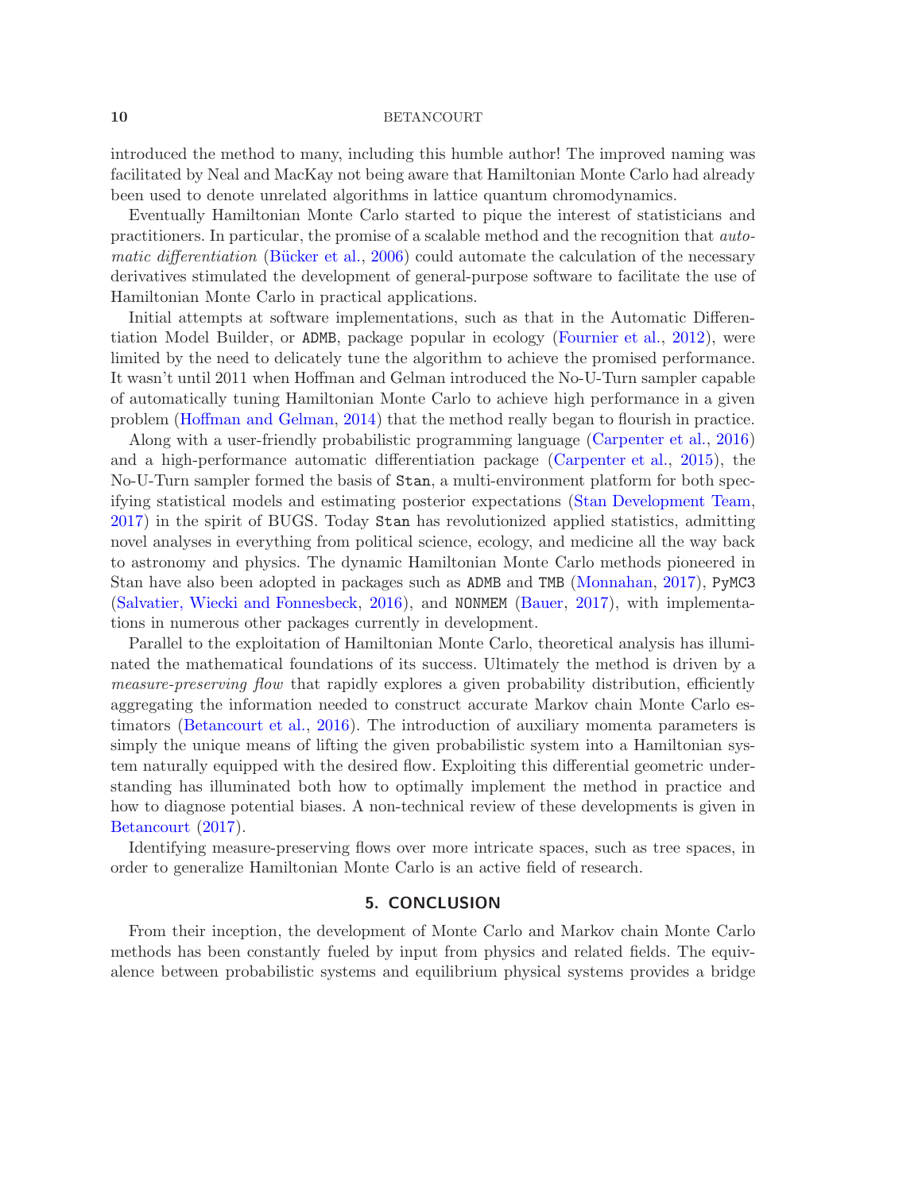introduced the method to many, including this humble author! The improved naming was facilitated by Neal and MacKay not being aware that Hamiltonian Monte Carlo had already been used to denote unrelated algorithms in lattice quantum chromodynamics.

Eventually Hamiltonian Monte Carlo started to pique the interest of statisticians and practitioners. In particular, the promise of a scalable method and the recognition that *automatic differentiation* (Bücker et al., 2006) could automate the calculation of the necessary derivatives stimulated the development of general-purpose software to facilitate the use of Hamiltonian Monte Carlo in practical applications.

Initial attempts at software implementations, such as that in the Automatic Differentiation Model Builder, or `ADMB`, package popular in ecology (Fournier et al., 2012), were limited by the need to delicately tune the algorithm to achieve the promised performance. It wasn't until 2011 when Hoffman and Gelman introduced the No-U-Turn sampler capable of automatically tuning Hamiltonian Monte Carlo to achieve high performance in a given problem (Hoffman and Gelman, 2014) that the method really began to flourish in practice.

Along with a user-friendly probabilistic programming language (Carpenter et al., 2016) and a high-performance automatic differentiation package (Carpenter et al., 2015), the No-U-Turn sampler formed the basis of `Stan`, a multi-environment platform for both specifying statistical models and estimating posterior expectations (Stan Development Team, 2017) in the spirit of BUGS. Today `Stan` has revolutionized applied statistics, admitting novel analyses in everything from political science, ecology, and medicine all the way back to astronomy and physics. The dynamic Hamiltonian Monte Carlo methods pioneered in Stan have also been adopted in packages such as `ADMB` and `TMB` (Monnahan, 2017), `PyMC3` (Salvatier, Wiecki and Fonnesbeck, 2016), and `NONMEM` (Bauer, 2017), with implementations in numerous other packages currently in development.

Parallel to the exploitation of Hamiltonian Monte Carlo, theoretical analysis has illuminated the mathematical foundations of its success. Ultimately the method is driven by a *measure-preserving flow* that rapidly explores a given probability distribution, efficiently aggregating the information needed to construct accurate Markov chain Monte Carlo estimators (Betancourt et al., 2016). The introduction of auxiliary momenta parameters is simply the unique means of lifting the given probabilistic system into a Hamiltonian system naturally equipped with the desired flow. Exploiting this differential geometric understanding has illuminated both how to optimally implement the method in practice and how to diagnose potential biases. A non-technical review of these developments is given in Betancourt (2017).

Identifying measure-preserving flows over more intricate spaces, such as tree spaces, in order to generalize Hamiltonian Monte Carlo is an active field of research.

## 5. CONCLUSION

From their inception, the development of Monte Carlo and Markov chain Monte Carlo methods has been constantly fueled by input from physics and related fields. The equivalence between probabilistic systems and equilibrium physical systems provides a bridge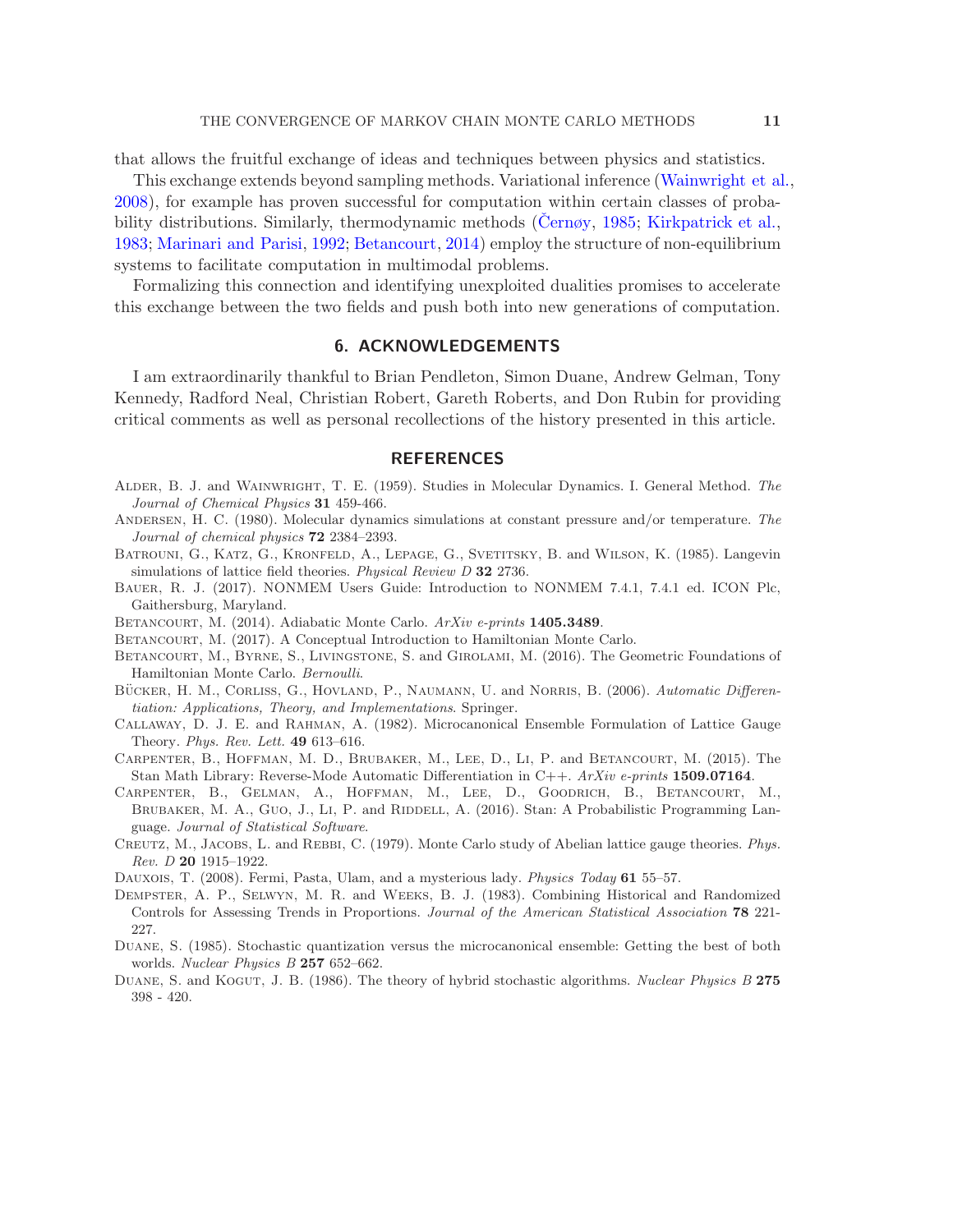that allows the fruitful exchange of ideas and techniques between physics and statistics.

This exchange extends beyond sampling methods. Variational inference (Wainwright et al., 2008), for example has proven successful for computation within certain classes of probability distributions. Similarly, thermodynamic methods (Černøy, 1985; Kirkpatrick et al., 1983; Marinari and Parisi, 1992; Betancourt, 2014) employ the structure of non-equilibrium systems to facilitate computation in multimodal problems.

Formalizing this connection and identifying unexploited dualities promises to accelerate this exchange between the two fields and push both into new generations of computation.

## 6. ACKNOWLEDGEMENTS

I am extraordinarily thankful to Brian Pendleton, Simon Duane, Andrew Gelman, Tony Kennedy, Radford Neal, Christian Robert, Gareth Roberts, and Don Rubin for providing critical comments as well as personal recollections of the history presented in this article.

## REFERENCES

Alder, B. J. and Wainwright, T. E. (1959). Studies in Molecular Dynamics. I. General Method. *The Journal of Chemical Physics* **31** 459-466.

Andersen, H. C. (1980). Molecular dynamics simulations at constant pressure and/or temperature. *The Journal of chemical physics* **72** 2384–2393.

Batrouni, G., Katz, G., Kronfeld, A., Lepage, G., Svetitsky, B. and Wilson, K. (1985). Langevin simulations of lattice field theories. *Physical Review D* **32** 2736.

Bauer, R. J. (2017). NONMEM Users Guide: Introduction to NONMEM 7.4.1, 7.4.1 ed. ICON Plc, Gaithersburg, Maryland.

Betancourt, M. (2014). Adiabatic Monte Carlo. *ArXiv e-prints* **1405.3489**.

Betancourt, M. (2017). A Conceptual Introduction to Hamiltonian Monte Carlo.

Betancourt, M., Byrne, S., Livingstone, S. and Girolami, M. (2016). The Geometric Foundations of Hamiltonian Monte Carlo. *Bernoulli*.

Bücker, H. M., Corliss, G., Hovland, P., Naumann, U. and Norris, B. (2006). *Automatic Differentiation: Applications, Theory, and Implementations*. Springer.

Callaway, D. J. E. and Rahman, A. (1982). Microcanonical Ensemble Formulation of Lattice Gauge Theory. *Phys. Rev. Lett.* **49** 613–616.

Carpenter, B., Hoffman, M. D., Brubaker, M., Lee, D., Li, P. and Betancourt, M. (2015). The Stan Math Library: Reverse-Mode Automatic Differentiation in C++. *ArXiv e-prints* **1509.07164**.

Carpenter, B., Gelman, A., Hoffman, M., Lee, D., Goodrich, B., Betancourt, M., Brubaker, M. A., Guo, J., Li, P. and Riddell, A. (2016). Stan: A Probabilistic Programming Language. *Journal of Statistical Software*.

Creutz, M., Jacobs, L. and Rebbi, C. (1979). Monte Carlo study of Abelian lattice gauge theories. *Phys. Rev. D* **20** 1915–1922.

Dauxois, T. (2008). Fermi, Pasta, Ulam, and a mysterious lady. *Physics Today* **61** 55–57.

Dempster, A. P., Selwyn, M. R. and Weeks, B. J. (1983). Combining Historical and Randomized Controls for Assessing Trends in Proportions. *Journal of the American Statistical Association* **78** 221-227.

Duane, S. (1985). Stochastic quantization versus the microcanonical ensemble: Getting the best of both worlds. *Nuclear Physics B* **257** 652–662.

Duane, S. and Kogut, J. B. (1986). The theory of hybrid stochastic algorithms. *Nuclear Physics B* **275** 398 - 420.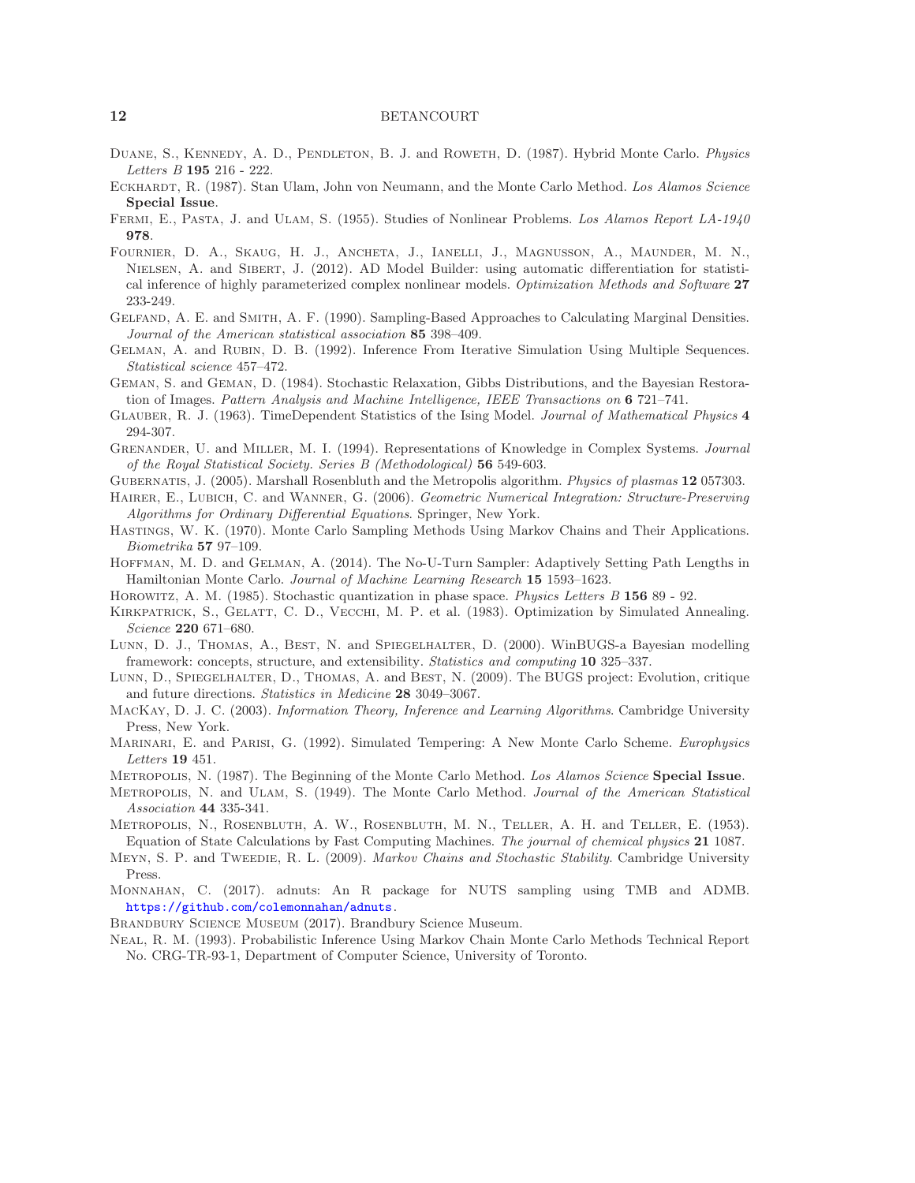Duane, S., Kennedy, A. D., Pendleton, B. J. and Roweth, D. (1987). Hybrid Monte Carlo. *Physics Letters B* **195** 216 - 222.

Eckhardt, R. (1987). Stan Ulam, John von Neumann, and the Monte Carlo Method. *Los Alamos Science* **Special Issue**.

Fermi, E., Pasta, J. and Ulam, S. (1955). Studies of Nonlinear Problems. *Los Alamos Report LA-1940* **978**.

Fournier, D. A., Skaug, H. J., Ancheta, J., Ianelli, J., Magnusson, A., Maunder, M. N., Nielsen, A. and Sibert, J. (2012). AD Model Builder: using automatic differentiation for statistical inference of highly parameterized complex nonlinear models. *Optimization Methods and Software* **27** 233-249.

Gelfand, A. E. and Smith, A. F. (1990). Sampling-Based Approaches to Calculating Marginal Densities. *Journal of the American statistical association* **85** 398–409.

Gelman, A. and Rubin, D. B. (1992). Inference From Iterative Simulation Using Multiple Sequences. *Statistical science* 457–472.

Geman, S. and Geman, D. (1984). Stochastic Relaxation, Gibbs Distributions, and the Bayesian Restoration of Images. *Pattern Analysis and Machine Intelligence, IEEE Transactions on* **6** 721–741.

Glauber, R. J. (1963). TimeDependent Statistics of the Ising Model. *Journal of Mathematical Physics* **4** 294-307.

Grenander, U. and Miller, M. I. (1994). Representations of Knowledge in Complex Systems. *Journal of the Royal Statistical Society. Series B (Methodological)* **56** 549-603.

Gubernatis, J. (2005). Marshall Rosenbluth and the Metropolis algorithm. *Physics of plasmas* **12** 057303.

Hairer, E., Lubich, C. and Wanner, G. (2006). *Geometric Numerical Integration: Structure-Preserving Algorithms for Ordinary Differential Equations*. Springer, New York.

Hastings, W. K. (1970). Monte Carlo Sampling Methods Using Markov Chains and Their Applications. *Biometrika* **57** 97–109.

Hoffman, M. D. and Gelman, A. (2014). The No-U-Turn Sampler: Adaptively Setting Path Lengths in Hamiltonian Monte Carlo. *Journal of Machine Learning Research* **15** 1593–1623.

Horowitz, A. M. (1985). Stochastic quantization in phase space. *Physics Letters B* **156** 89 - 92.

Kirkpatrick, S., Gelatt, C. D., Vecchi, M. P. et al. (1983). Optimization by Simulated Annealing. *Science* **220** 671–680.

Lunn, D. J., Thomas, A., Best, N. and Spiegelhalter, D. (2000). WinBUGS-a Bayesian modelling framework: concepts, structure, and extensibility. *Statistics and computing* **10** 325–337.

Lunn, D., Spiegelhalter, D., Thomas, A. and Best, N. (2009). The BUGS project: Evolution, critique and future directions. *Statistics in Medicine* **28** 3049–3067.

MacKay, D. J. C. (2003). *Information Theory, Inference and Learning Algorithms*. Cambridge University Press, New York.

Marinari, E. and Parisi, G. (1992). Simulated Tempering: A New Monte Carlo Scheme. *Europhysics Letters* **19** 451.

Metropolis, N. (1987). The Beginning of the Monte Carlo Method. *Los Alamos Science* **Special Issue**.

Metropolis, N. and Ulam, S. (1949). The Monte Carlo Method. *Journal of the American Statistical Association* **44** 335-341.

Metropolis, N., Rosenbluth, A. W., Rosenbluth, M. N., Teller, A. H. and Teller, E. (1953). Equation of State Calculations by Fast Computing Machines. *The journal of chemical physics* **21** 1087.

Meyn, S. P. and Tweedie, R. L. (2009). *Markov Chains and Stochastic Stability*. Cambridge University Press.

Monnahan, C. (2017). adnuts: An R package for NUTS sampling using TMB and ADMB. https://github.com/colemonnahan/adnuts.

Brandbury Science Museum (2017). Brandbury Science Museum.

Neal, R. M. (1993). Probabilistic Inference Using Markov Chain Monte Carlo Methods Technical Report No. CRG-TR-93-1, Department of Computer Science, University of Toronto.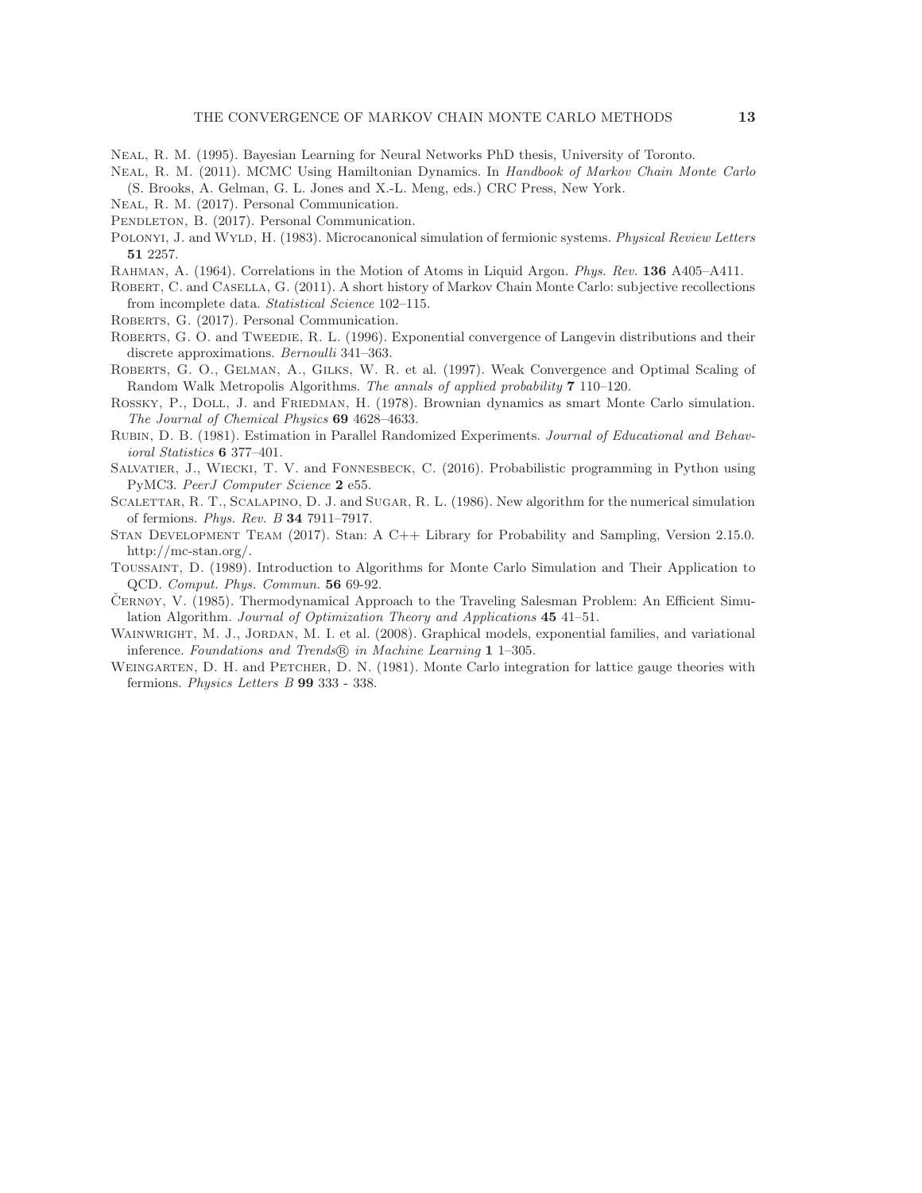Neal, R. M. (1995). Bayesian Learning for Neural Networks PhD thesis, University of Toronto.

Neal, R. M. (2011). MCMC Using Hamiltonian Dynamics. In *Handbook of Markov Chain Monte Carlo* (S. Brooks, A. Gelman, G. L. Jones and X.-L. Meng, eds.) CRC Press, New York.

Neal, R. M. (2017). Personal Communication.

Pendleton, B. (2017). Personal Communication.

Polonyi, J. and Wyld, H. (1983). Microcanonical simulation of fermionic systems. *Physical Review Letters* **51** 2257.

Rahman, A. (1964). Correlations in the Motion of Atoms in Liquid Argon. *Phys. Rev.* **136** A405–A411.

Robert, C. and Casella, G. (2011). A short history of Markov Chain Monte Carlo: subjective recollections from incomplete data. *Statistical Science* 102–115.

Roberts, G. (2017). Personal Communication.

Roberts, G. O. and Tweedie, R. L. (1996). Exponential convergence of Langevin distributions and their discrete approximations. *Bernoulli* 341–363.

Roberts, G. O., Gelman, A., Gilks, W. R. et al. (1997). Weak Convergence and Optimal Scaling of Random Walk Metropolis Algorithms. *The annals of applied probability* **7** 110–120.

Rossky, P., Doll, J. and Friedman, H. (1978). Brownian dynamics as smart Monte Carlo simulation. *The Journal of Chemical Physics* **69** 4628–4633.

Rubin, D. B. (1981). Estimation in Parallel Randomized Experiments. *Journal of Educational and Behavioral Statistics* **6** 377–401.

Salvatier, J., Wiecki, T. V. and Fonnesbeck, C. (2016). Probabilistic programming in Python using PyMC3. *PeerJ Computer Science* **2** e55.

Scalettar, R. T., Scalapino, D. J. and Sugar, R. L. (1986). New algorithm for the numerical simulation of fermions. *Phys. Rev. B* **34** 7911–7917.

Stan Development Team (2017). Stan: A C++ Library for Probability and Sampling, Version 2.15.0. http://mc-stan.org/.

Toussaint, D. (1989). Introduction to Algorithms for Monte Carlo Simulation and Their Application to QCD. *Comput. Phys. Commun.* **56** 69-92.

Černøy, V. (1985). Thermodynamical Approach to the Traveling Salesman Problem: An Efficient Simulation Algorithm. *Journal of Optimization Theory and Applications* **45** 41–51.

Wainwright, M. J., Jordan, M. I. et al. (2008). Graphical models, exponential families, and variational inference. *Foundations and Trends® in Machine Learning* **1** 1–305.

Weingarten, D. H. and Petcher, D. N. (1981). Monte Carlo integration for lattice gauge theories with fermions. *Physics Letters B* **99** 333 - 338.